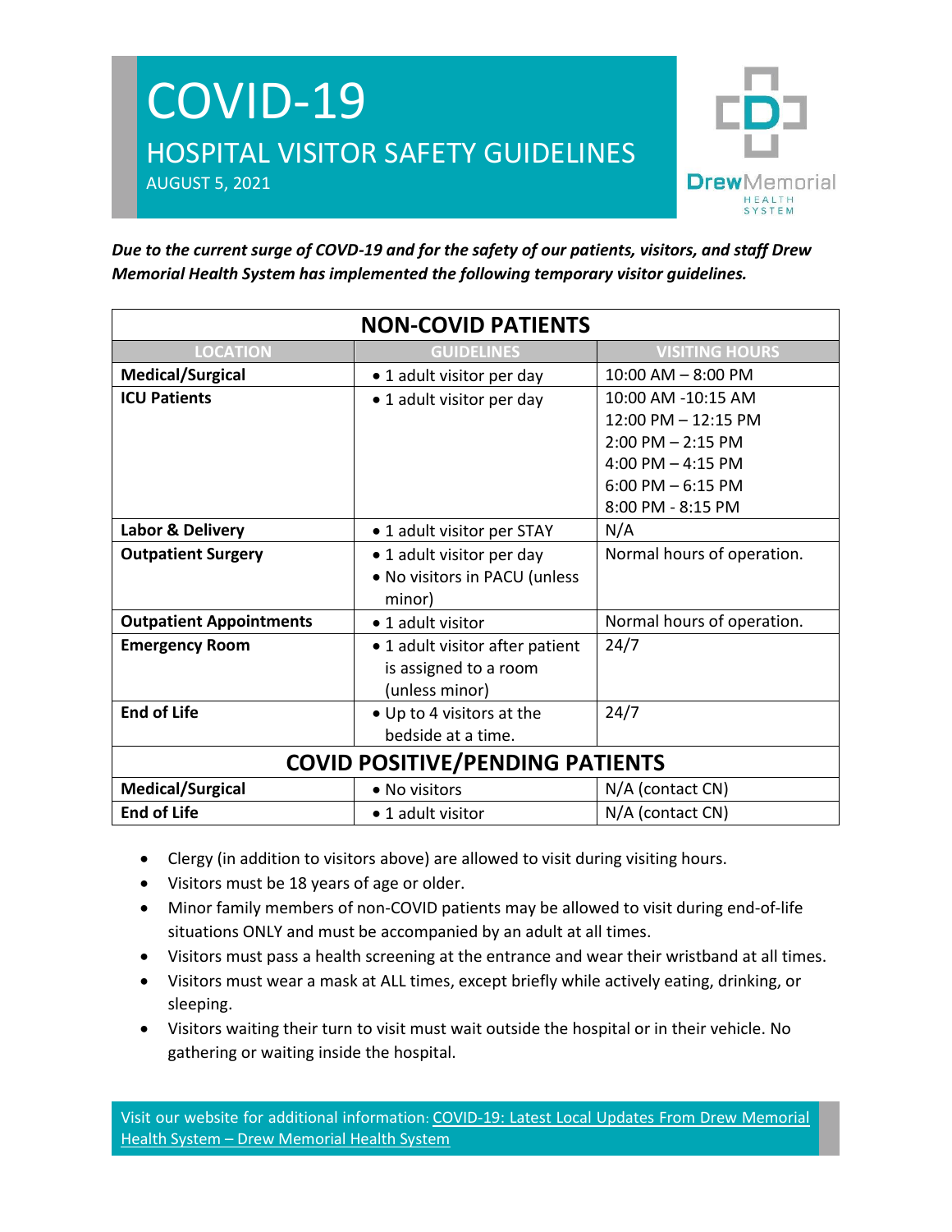# COVID-19

## HOSPITAL VISITOR SAFETY GUIDELINES

AUGUST 5, 2021

DrewMemorial HEALTH SYSTEM

***Due to the current surge of COVID-19 and for the safety of our patients, visitors, and staff Drew Memorial Health System has implemented the following temporary visitor guidelines.***

| **NON-COVID PATIENTS** | | |
|---|---|---|
| **LOCATION** | **GUIDELINES** | **VISITING HOURS** |
| **Medical/Surgical** | • 1 adult visitor per day | 10:00 AM – 8:00 PM |
| **ICU Patients** | • 1 adult visitor per day | 10:00 AM -10:15 AM<br>12:00 PM – 12:15 PM<br>2:00 PM – 2:15 PM<br>4:00 PM – 4:15 PM<br>6:00 PM – 6:15 PM<br>8:00 PM - 8:15 PM |
| **Labor & Delivery** | • 1 adult visitor per STAY | N/A |
| **Outpatient Surgery** | • 1 adult visitor per day<br>• No visitors in PACU (unless minor) | Normal hours of operation. |
| **Outpatient Appointments** | • 1 adult visitor | Normal hours of operation. |
| **Emergency Room** | • 1 adult visitor after patient is assigned to a room (unless minor) | 24/7 |
| **End of Life** | • Up to 4 visitors at the bedside at a time. | 24/7 |
| **COVID POSITIVE/PENDING PATIENTS** | | |
| **Medical/Surgical** | • No visitors | N/A (contact CN) |
| **End of Life** | • 1 adult visitor | N/A (contact CN) |

- Clergy (in addition to visitors above) are allowed to visit during visiting hours.
- Visitors must be 18 years of age or older.
- Minor family members of non-COVID patients may be allowed to visit during end-of-life situations ONLY and must be accompanied by an adult at all times.
- Visitors must pass a health screening at the entrance and wear their wristband at all times.
- Visitors must wear a mask at ALL times, except briefly while actively eating, drinking, or sleeping.
- Visitors waiting their turn to visit must wait outside the hospital or in their vehicle. No gathering or waiting inside the hospital.

Visit our website for additional information: [COVID-19: Latest Local Updates From Drew Memorial Health System – Drew Memorial Health System]()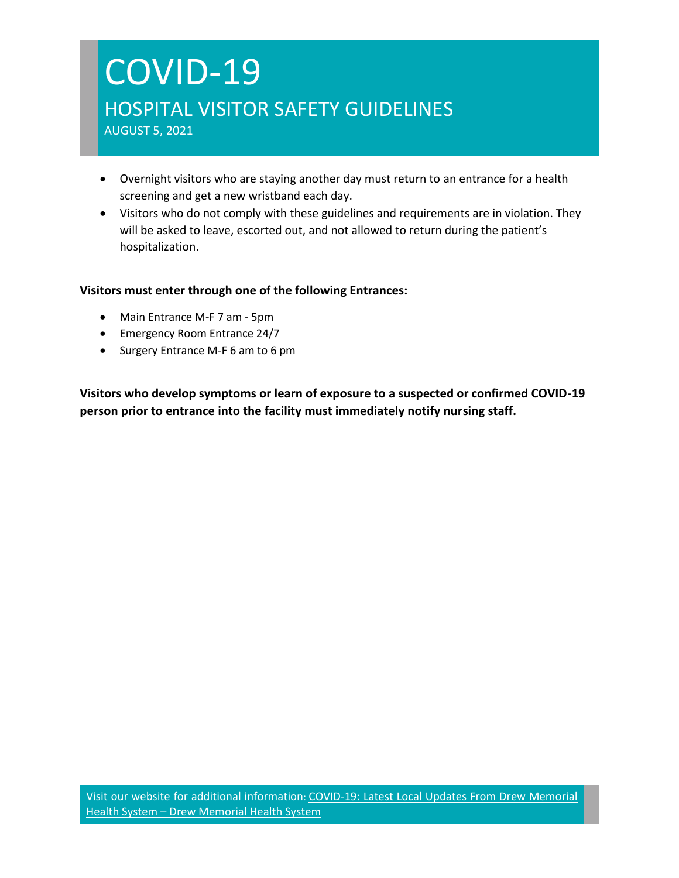- Overnight visitors who are staying another day must return to an entrance for a health screening and get a new wristband each day.
- Visitors who do not comply with these guidelines and requirements are in violation. They will be asked to leave, escorted out, and not allowed to return during the patient's hospitalization.

**Visitors must enter through one of the following Entrances:**

- Main Entrance M-F 7 am - 5pm
- Emergency Room Entrance 24/7
- Surgery Entrance M-F 6 am to 6 pm

**Visitors who develop symptoms or learn of exposure to a suspected or confirmed COVID-19 person prior to entrance into the facility must immediately notify nursing staff.**

Visit our website for additional information: COVID-19: Latest Local Updates From Drew Memorial Health System – Drew Memorial Health System